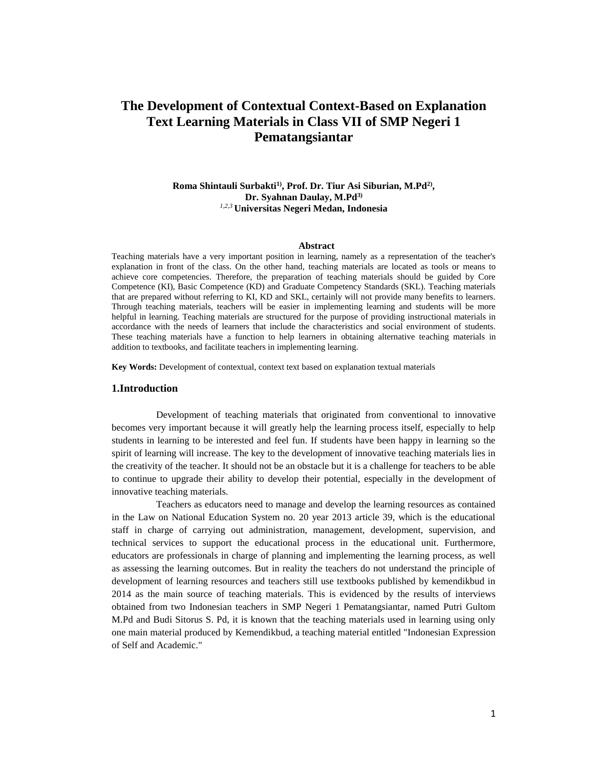# The Development of Contextual Context-Based on Explanation Text Learning Materials in Class VII of SMP Negeri 1 Pematangsiantar

**Roma Shintauli Surbakti[1], Prof. Dr. Tiur Asi Siburian, M.Pd[2], Dr. Syahnan Daulay, M.Pd[3]**

**[1,2,3] Universitas Negeri Medan, Indonesia**

**Abstract**

Teaching materials have a very important position in learning, namely as a representation of the teacher's explanation in front of the class. On the other hand, teaching materials are located as tools or means to achieve core competencies. Therefore, the preparation of teaching materials should be guided by Core Competence (KI), Basic Competence (KD) and Graduate Competency Standards (SKL). Teaching materials that are prepared without referring to KI, KD and SKL, certainly will not provide many benefits to learners. Through teaching materials, teachers will be easier in implementing learning and students will be more helpful in learning. Teaching materials are structured for the purpose of providing instructional materials in accordance with the needs of learners that include the characteristics and social environment of students. These teaching materials have a function to help learners in obtaining alternative teaching materials in addition to textbooks, and facilitate teachers in implementing learning.

**Key Words:** Development of contextual, context text based on explanation textual materials

## 1.Introduction

Development of teaching materials that originated from conventional to innovative becomes very important because it will greatly help the learning process itself, especially to help students in learning to be interested and feel fun. If students have been happy in learning so the spirit of learning will increase. The key to the development of innovative teaching materials lies in the creativity of the teacher. It should not be an obstacle but it is a challenge for teachers to be able to continue to upgrade their ability to develop their potential, especially in the development of innovative teaching materials.

Teachers as educators need to manage and develop the learning resources as contained in the Law on National Education System no. 20 year 2013 article 39, which is the educational staff in charge of carrying out administration, management, development, supervision, and technical services to support the educational process in the educational unit. Furthermore, educators are professionals in charge of planning and implementing the learning process, as well as assessing the learning outcomes. But in reality the teachers do not understand the principle of development of learning resources and teachers still use textbooks published by kemendikbud in 2014 as the main source of teaching materials. This is evidenced by the results of interviews obtained from two Indonesian teachers in SMP Negeri 1 Pematangsiantar, named Putri Gultom M.Pd and Budi Sitorus S. Pd, it is known that the teaching materials used in learning using only one main material produced by Kemendikbud, a teaching material entitled "Indonesian Expression of Self and Academic."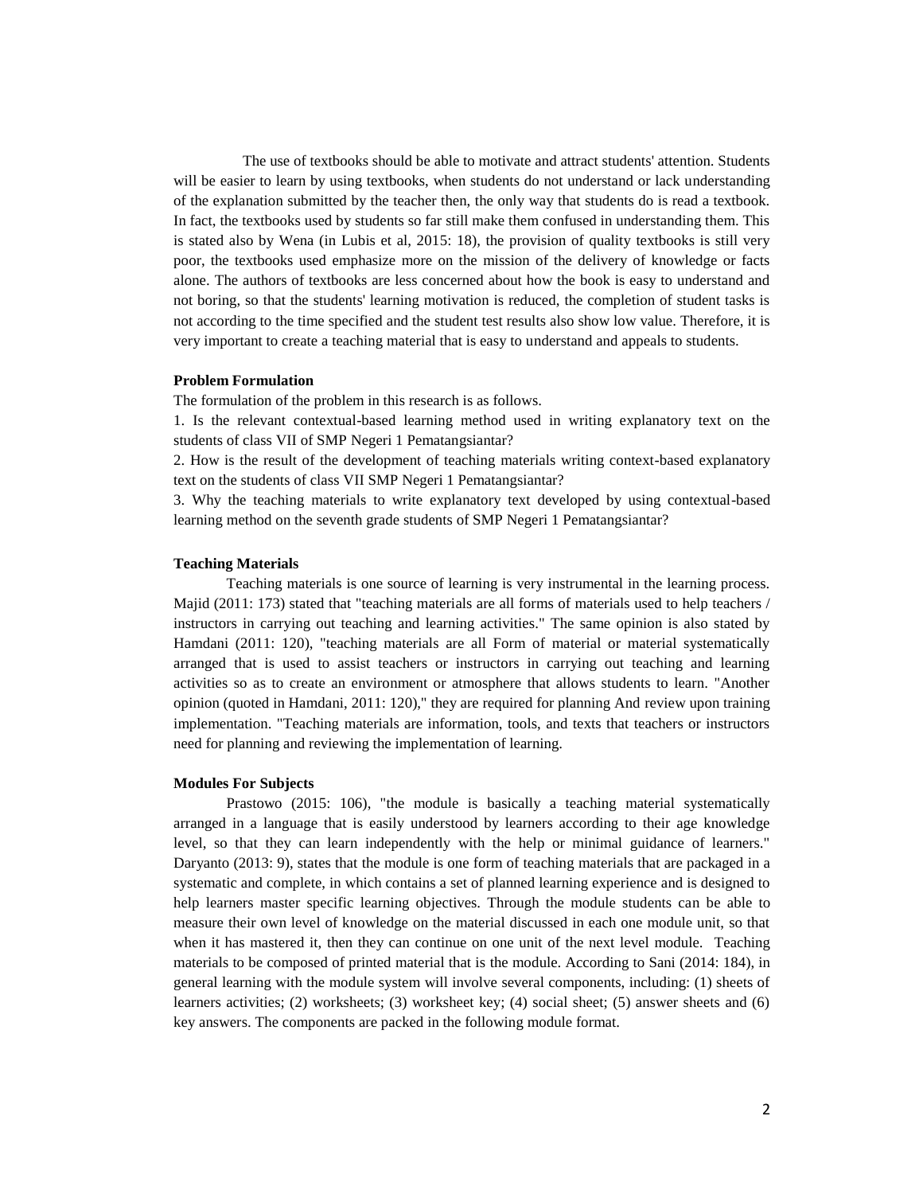The use of textbooks should be able to motivate and attract students' attention. Students will be easier to learn by using textbooks, when students do not understand or lack understanding of the explanation submitted by the teacher then, the only way that students do is read a textbook. In fact, the textbooks used by students so far still make them confused in understanding them. This is stated also by Wena (in Lubis et al, 2015: 18), the provision of quality textbooks is still very poor, the textbooks used emphasize more on the mission of the delivery of knowledge or facts alone. The authors of textbooks are less concerned about how the book is easy to understand and not boring, so that the students' learning motivation is reduced, the completion of student tasks is not according to the time specified and the student test results also show low value. Therefore, it is very important to create a teaching material that is easy to understand and appeals to students.

**Problem Formulation**

The formulation of the problem in this research is as follows.

1. Is the relevant contextual-based learning method used in writing explanatory text on the students of class VII of SMP Negeri 1 Pematangsiantar?
2. How is the result of the development of teaching materials writing context-based explanatory text on the students of class VII SMP Negeri 1 Pematangsiantar?
3. Why the teaching materials to write explanatory text developed by using contextual-based learning method on the seventh grade students of SMP Negeri 1 Pematangsiantar?

**Teaching Materials**

Teaching materials is one source of learning is very instrumental in the learning process. Majid (2011: 173) stated that "teaching materials are all forms of materials used to help teachers / instructors in carrying out teaching and learning activities." The same opinion is also stated by Hamdani (2011: 120), "teaching materials are all Form of material or material systematically arranged that is used to assist teachers or instructors in carrying out teaching and learning activities so as to create an environment or atmosphere that allows students to learn. "Another opinion (quoted in Hamdani, 2011: 120)," they are required for planning And review upon training implementation. "Teaching materials are information, tools, and texts that teachers or instructors need for planning and reviewing the implementation of learning.

**Modules For Subjects**

Prastowo (2015: 106), "the module is basically a teaching material systematically arranged in a language that is easily understood by learners according to their age knowledge level, so that they can learn independently with the help or minimal guidance of learners." Daryanto (2013: 9), states that the module is one form of teaching materials that are packaged in a systematic and complete, in which contains a set of planned learning experience and is designed to help learners master specific learning objectives. Through the module students can be able to measure their own level of knowledge on the material discussed in each one module unit, so that when it has mastered it, then they can continue on one unit of the next level module. Teaching materials to be composed of printed material that is the module. According to Sani (2014: 184), in general learning with the module system will involve several components, including: (1) sheets of learners activities; (2) worksheets; (3) worksheet key; (4) social sheet; (5) answer sheets and (6) key answers. The components are packed in the following module format.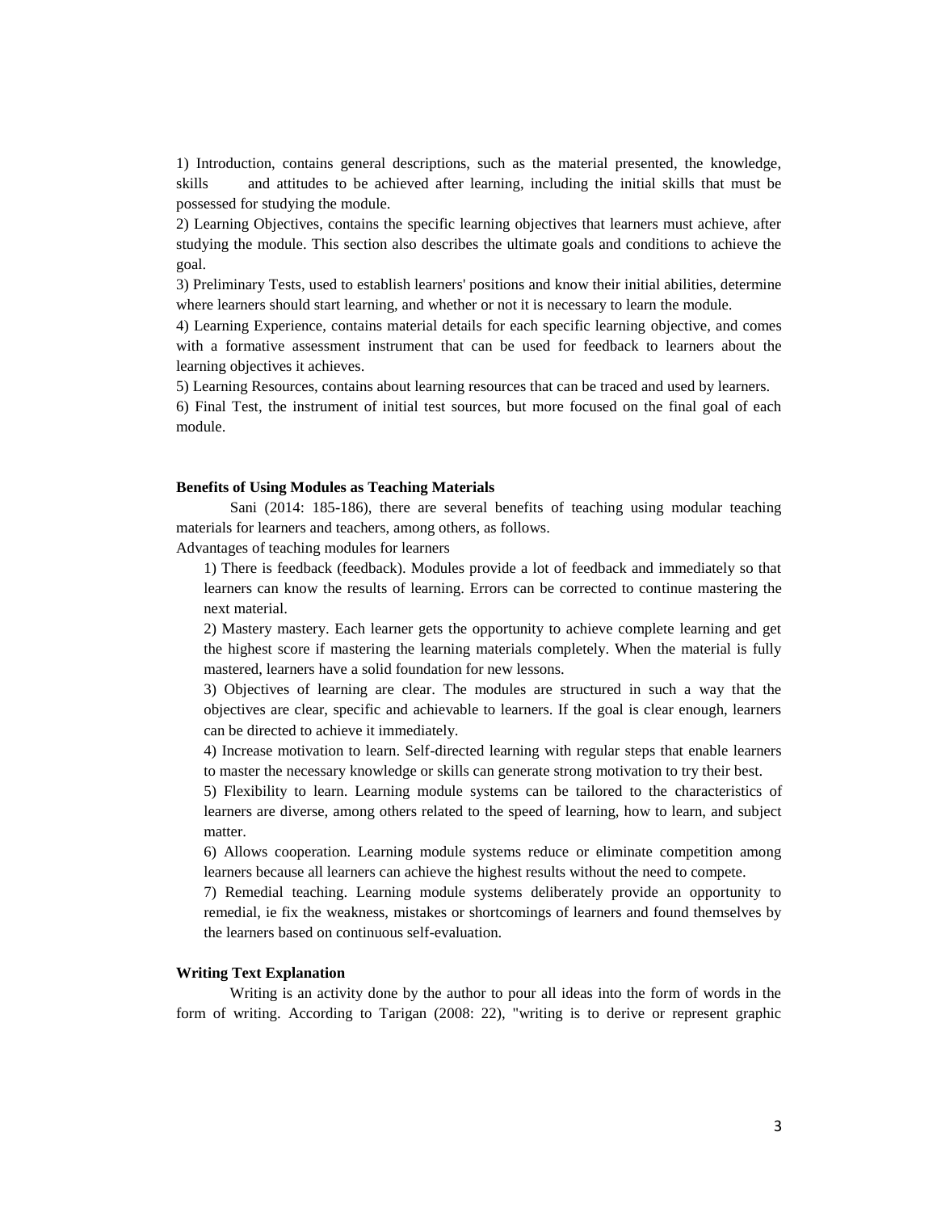1) Introduction, contains general descriptions, such as the material presented, the knowledge, skills and attitudes to be achieved after learning, including the initial skills that must be possessed for studying the module.

2) Learning Objectives, contains the specific learning objectives that learners must achieve, after studying the module. This section also describes the ultimate goals and conditions to achieve the goal.

3) Preliminary Tests, used to establish learners' positions and know their initial abilities, determine where learners should start learning, and whether or not it is necessary to learn the module.

4) Learning Experience, contains material details for each specific learning objective, and comes with a formative assessment instrument that can be used for feedback to learners about the learning objectives it achieves.

5) Learning Resources, contains about learning resources that can be traced and used by learners.

6) Final Test, the instrument of initial test sources, but more focused on the final goal of each module.

**Benefits of Using Modules as Teaching Materials**

Sani (2014: 185-186), there are several benefits of teaching using modular teaching materials for learners and teachers, among others, as follows.

Advantages of teaching modules for learners

1) There is feedback (feedback). Modules provide a lot of feedback and immediately so that learners can know the results of learning. Errors can be corrected to continue mastering the next material.

2) Mastery mastery. Each learner gets the opportunity to achieve complete learning and get the highest score if mastering the learning materials completely. When the material is fully mastered, learners have a solid foundation for new lessons.

3) Objectives of learning are clear. The modules are structured in such a way that the objectives are clear, specific and achievable to learners. If the goal is clear enough, learners can be directed to achieve it immediately.

4) Increase motivation to learn. Self-directed learning with regular steps that enable learners to master the necessary knowledge or skills can generate strong motivation to try their best.

5) Flexibility to learn. Learning module systems can be tailored to the characteristics of learners are diverse, among others related to the speed of learning, how to learn, and subject matter.

6) Allows cooperation. Learning module systems reduce or eliminate competition among learners because all learners can achieve the highest results without the need to compete.

7) Remedial teaching. Learning module systems deliberately provide an opportunity to remedial, ie fix the weakness, mistakes or shortcomings of learners and found themselves by the learners based on continuous self-evaluation.

**Writing Text Explanation**

Writing is an activity done by the author to pour all ideas into the form of words in the form of writing. According to Tarigan (2008: 22), "writing is to derive or represent graphic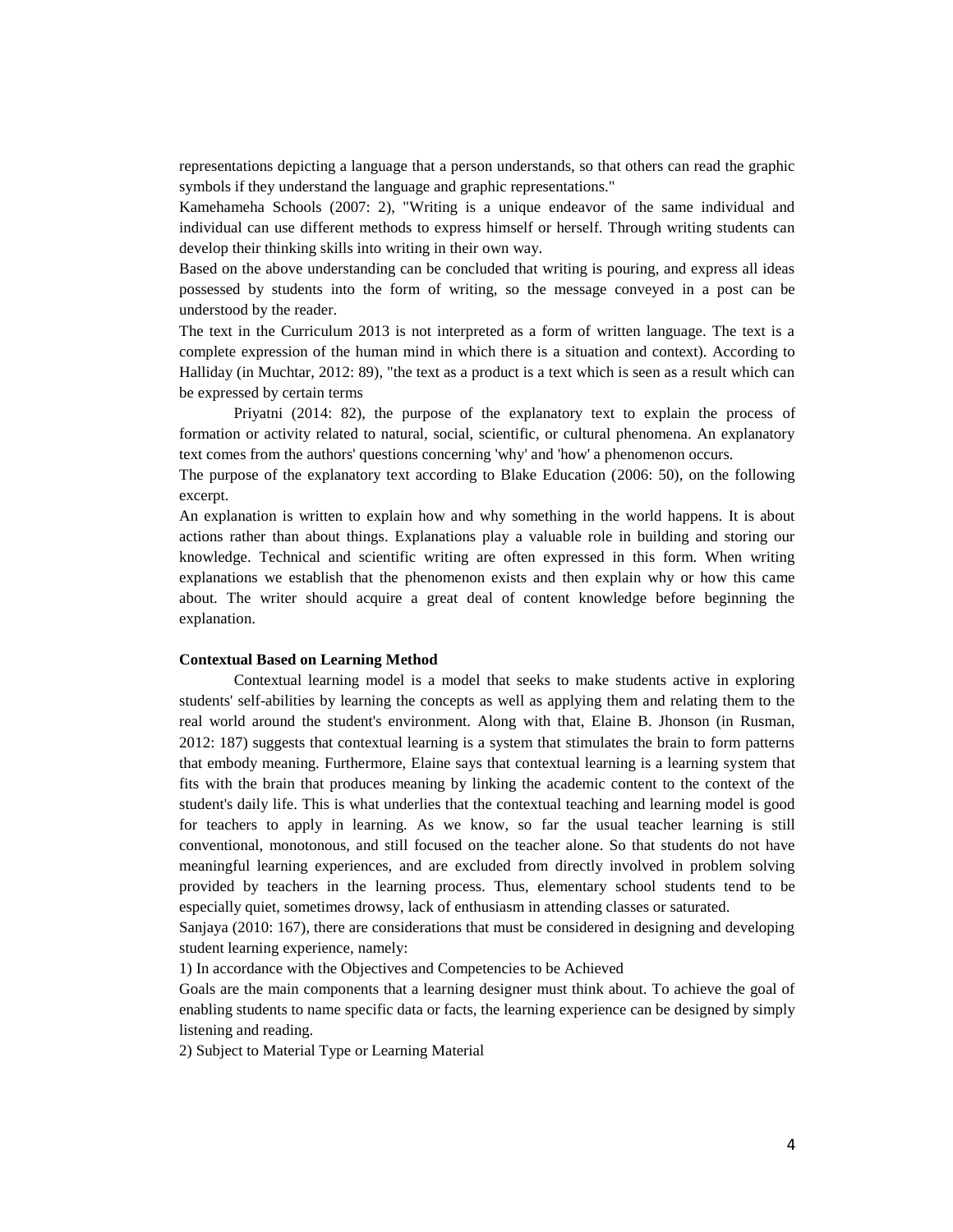representations depicting a language that a person understands, so that others can read the graphic symbols if they understand the language and graphic representations."

Kamehameha Schools (2007: 2), "Writing is a unique endeavor of the same individual and individual can use different methods to express himself or herself. Through writing students can develop their thinking skills into writing in their own way.

Based on the above understanding can be concluded that writing is pouring, and express all ideas possessed by students into the form of writing, so the message conveyed in a post can be understood by the reader.

The text in the Curriculum 2013 is not interpreted as a form of written language. The text is a complete expression of the human mind in which there is a situation and context). According to Halliday (in Muchtar, 2012: 89), "the text as a product is a text which is seen as a result which can be expressed by certain terms

Priyatni (2014: 82), the purpose of the explanatory text to explain the process of formation or activity related to natural, social, scientific, or cultural phenomena. An explanatory text comes from the authors' questions concerning 'why' and 'how' a phenomenon occurs.

The purpose of the explanatory text according to Blake Education (2006: 50), on the following excerpt.

An explanation is written to explain how and why something in the world happens. It is about actions rather than about things. Explanations play a valuable role in building and storing our knowledge. Technical and scientific writing are often expressed in this form. When writing explanations we establish that the phenomenon exists and then explain why or how this came about. The writer should acquire a great deal of content knowledge before beginning the explanation.

**Contextual Based on Learning Method**

Contextual learning model is a model that seeks to make students active in exploring students' self-abilities by learning the concepts as well as applying them and relating them to the real world around the student's environment. Along with that, Elaine B. Jhonson (in Rusman, 2012: 187) suggests that contextual learning is a system that stimulates the brain to form patterns that embody meaning. Furthermore, Elaine says that contextual learning is a learning system that fits with the brain that produces meaning by linking the academic content to the context of the student's daily life. This is what underlies that the contextual teaching and learning model is good for teachers to apply in learning. As we know, so far the usual teacher learning is still conventional, monotonous, and still focused on the teacher alone. So that students do not have meaningful learning experiences, and are excluded from directly involved in problem solving provided by teachers in the learning process. Thus, elementary school students tend to be especially quiet, sometimes drowsy, lack of enthusiasm in attending classes or saturated.

Sanjaya (2010: 167), there are considerations that must be considered in designing and developing student learning experience, namely:

1) In accordance with the Objectives and Competencies to be Achieved

Goals are the main components that a learning designer must think about. To achieve the goal of enabling students to name specific data or facts, the learning experience can be designed by simply listening and reading.

2) Subject to Material Type or Learning Material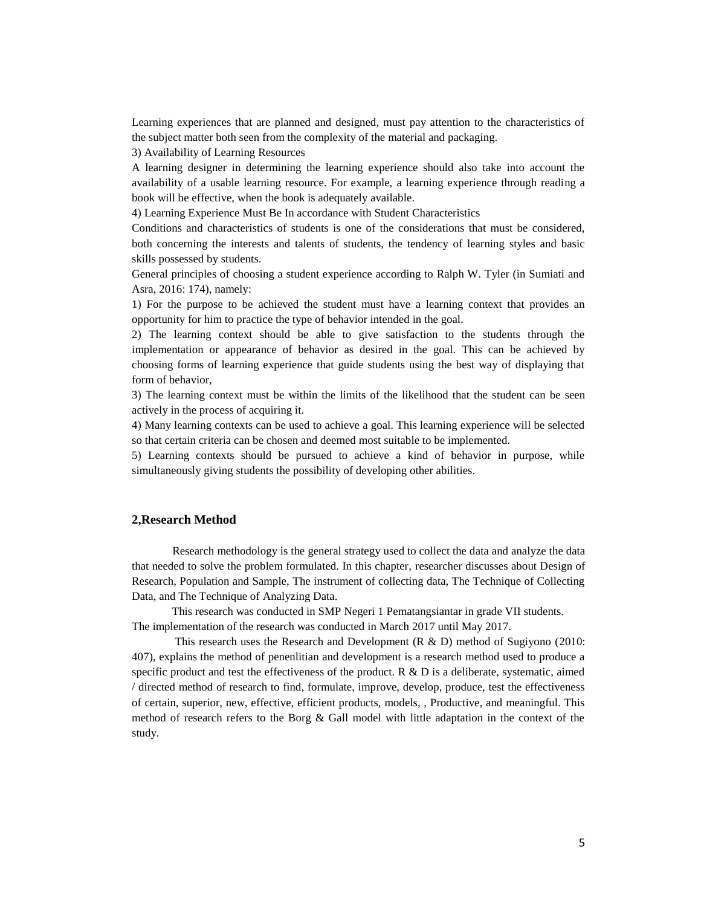Learning experiences that are planned and designed, must pay attention to the characteristics of the subject matter both seen from the complexity of the material and packaging.

3) Availability of Learning Resources

A learning designer in determining the learning experience should also take into account the availability of a usable learning resource. For example, a learning experience through reading a book will be effective, when the book is adequately available.

4) Learning Experience Must Be In accordance with Student Characteristics

Conditions and characteristics of students is one of the considerations that must be considered, both concerning the interests and talents of students, the tendency of learning styles and basic skills possessed by students.

General principles of choosing a student experience according to Ralph W. Tyler (in Sumiati and Asra, 2016: 174), namely:

1) For the purpose to be achieved the student must have a learning context that provides an opportunity for him to practice the type of behavior intended in the goal.

2) The learning context should be able to give satisfaction to the students through the implementation or appearance of behavior as desired in the goal. This can be achieved by choosing forms of learning experience that guide students using the best way of displaying that form of behavior,

3) The learning context must be within the limits of the likelihood that the student can be seen actively in the process of acquiring it.

4) Many learning contexts can be used to achieve a goal. This learning experience will be selected so that certain criteria can be chosen and deemed most suitable to be implemented.

5) Learning contexts should be pursued to achieve a kind of behavior in purpose, while simultaneously giving students the possibility of developing other abilities.

## 2,Research Method

Research methodology is the general strategy used to collect the data and analyze the data that needed to solve the problem formulated. In this chapter, researcher discusses about Design of Research, Population and Sample, The instrument of collecting data, The Technique of Collecting Data, and The Technique of Analyzing Data.

This research was conducted in SMP Negeri 1 Pematangsiantar in grade VII students. The implementation of the research was conducted in March 2017 until May 2017.

This research uses the Research and Development (R & D) method of Sugiyono (2010: 407), explains the method of penenlitian and development is a research method used to produce a specific product and test the effectiveness of the product. R & D is a deliberate, systematic, aimed / directed method of research to find, formulate, improve, develop, produce, test the effectiveness of certain, superior, new, effective, efficient products, models, , Productive, and meaningful. This method of research refers to the Borg & Gall model with little adaptation in the context of the study.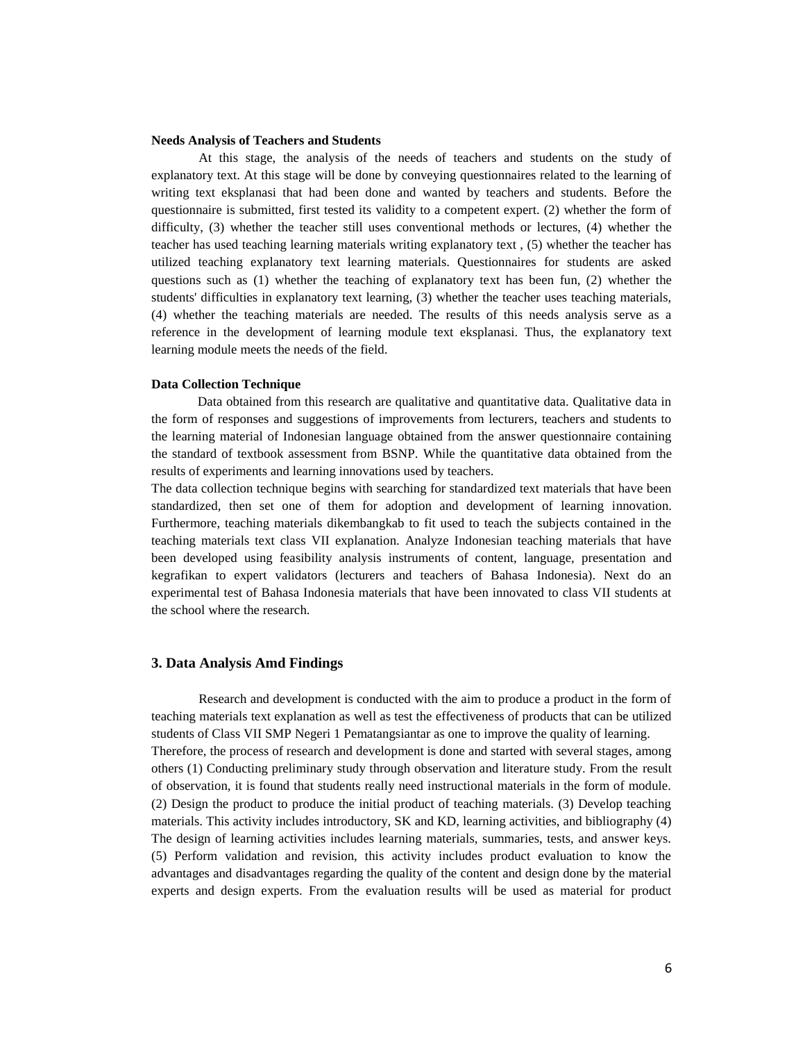**Needs Analysis of Teachers and Students**

At this stage, the analysis of the needs of teachers and students on the study of explanatory text. At this stage will be done by conveying questionnaires related to the learning of writing text eksplanasi that had been done and wanted by teachers and students. Before the questionnaire is submitted, first tested its validity to a competent expert. (2) whether the form of difficulty, (3) whether the teacher still uses conventional methods or lectures, (4) whether the teacher has used teaching learning materials writing explanatory text , (5) whether the teacher has utilized teaching explanatory text learning materials. Questionnaires for students are asked questions such as (1) whether the teaching of explanatory text has been fun, (2) whether the students' difficulties in explanatory text learning, (3) whether the teacher uses teaching materials, (4) whether the teaching materials are needed. The results of this needs analysis serve as a reference in the development of learning module text eksplanasi. Thus, the explanatory text learning module meets the needs of the field.

**Data Collection Technique**

Data obtained from this research are qualitative and quantitative data. Qualitative data in the form of responses and suggestions of improvements from lecturers, teachers and students to the learning material of Indonesian language obtained from the answer questionnaire containing the standard of textbook assessment from BSNP. While the quantitative data obtained from the results of experiments and learning innovations used by teachers.

The data collection technique begins with searching for standardized text materials that have been standardized, then set one of them for adoption and development of learning innovation. Furthermore, teaching materials dikembangkab to fit used to teach the subjects contained in the teaching materials text class VII explanation. Analyze Indonesian teaching materials that have been developed using feasibility analysis instruments of content, language, presentation and kegrafikan to expert validators (lecturers and teachers of Bahasa Indonesia). Next do an experimental test of Bahasa Indonesia materials that have been innovated to class VII students at the school where the research.

## 3. Data Analysis Amd Findings

Research and development is conducted with the aim to produce a product in the form of teaching materials text explanation as well as test the effectiveness of products that can be utilized students of Class VII SMP Negeri 1 Pematangsiantar as one to improve the quality of learning.

Therefore, the process of research and development is done and started with several stages, among others (1) Conducting preliminary study through observation and literature study. From the result of observation, it is found that students really need instructional materials in the form of module. (2) Design the product to produce the initial product of teaching materials. (3) Develop teaching materials. This activity includes introductory, SK and KD, learning activities, and bibliography (4) The design of learning activities includes learning materials, summaries, tests, and answer keys. (5) Perform validation and revision, this activity includes product evaluation to know the advantages and disadvantages regarding the quality of the content and design done by the material experts and design experts. From the evaluation results will be used as material for product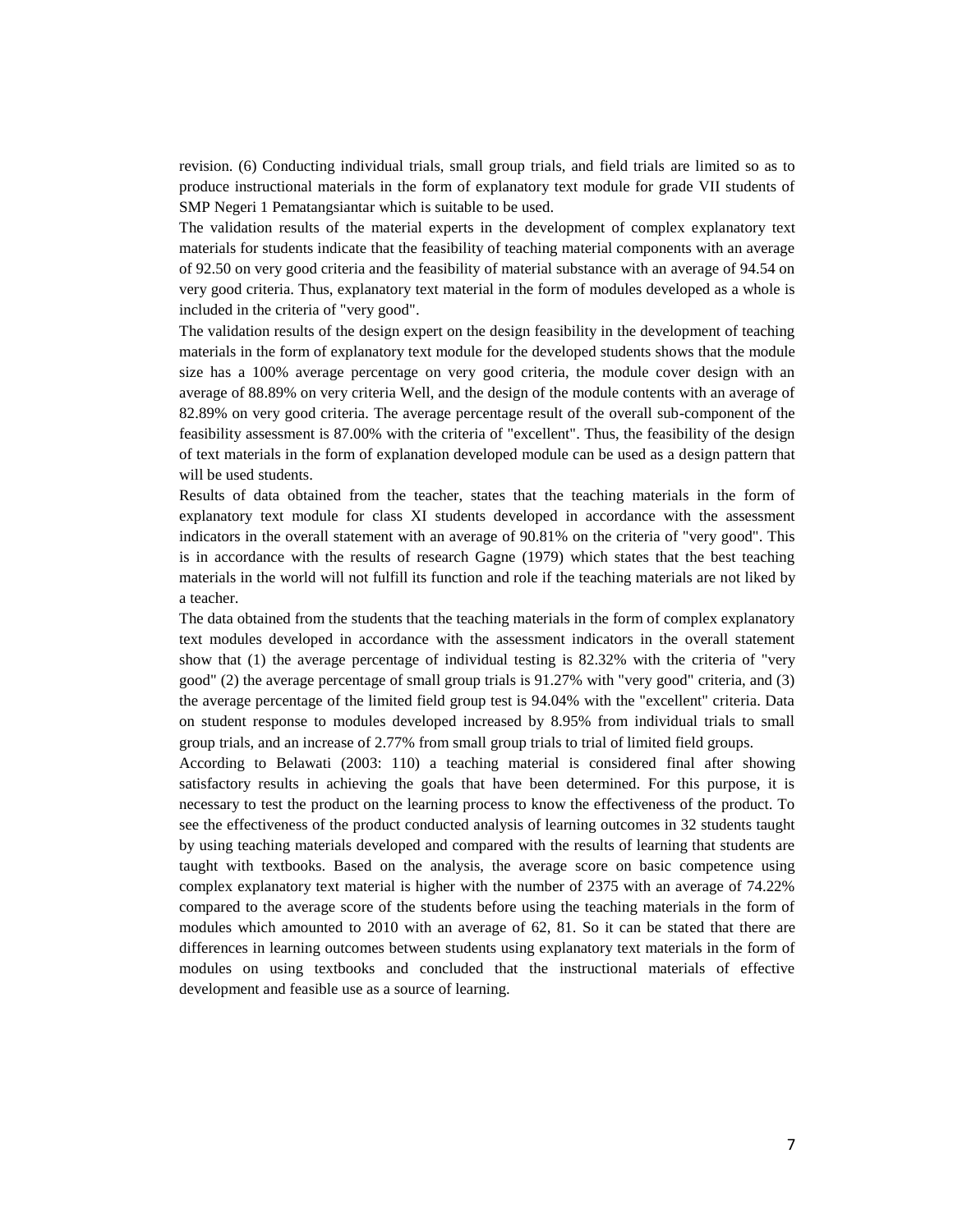revision. (6) Conducting individual trials, small group trials, and field trials are limited so as to produce instructional materials in the form of explanatory text module for grade VII students of SMP Negeri 1 Pematangsiantar which is suitable to be used.

The validation results of the material experts in the development of complex explanatory text materials for students indicate that the feasibility of teaching material components with an average of 92.50 on very good criteria and the feasibility of material substance with an average of 94.54 on very good criteria. Thus, explanatory text material in the form of modules developed as a whole is included in the criteria of "very good".

The validation results of the design expert on the design feasibility in the development of teaching materials in the form of explanatory text module for the developed students shows that the module size has a 100% average percentage on very good criteria, the module cover design with an average of 88.89% on very criteria Well, and the design of the module contents with an average of 82.89% on very good criteria. The average percentage result of the overall sub-component of the feasibility assessment is 87.00% with the criteria of "excellent". Thus, the feasibility of the design of text materials in the form of explanation developed module can be used as a design pattern that will be used students.

Results of data obtained from the teacher, states that the teaching materials in the form of explanatory text module for class XI students developed in accordance with the assessment indicators in the overall statement with an average of 90.81% on the criteria of "very good". This is in accordance with the results of research Gagne (1979) which states that the best teaching materials in the world will not fulfill its function and role if the teaching materials are not liked by a teacher.

The data obtained from the students that the teaching materials in the form of complex explanatory text modules developed in accordance with the assessment indicators in the overall statement show that (1) the average percentage of individual testing is 82.32% with the criteria of "very good" (2) the average percentage of small group trials is 91.27% with "very good" criteria, and (3) the average percentage of the limited field group test is 94.04% with the "excellent" criteria. Data on student response to modules developed increased by 8.95% from individual trials to small group trials, and an increase of 2.77% from small group trials to trial of limited field groups.

According to Belawati (2003: 110) a teaching material is considered final after showing satisfactory results in achieving the goals that have been determined. For this purpose, it is necessary to test the product on the learning process to know the effectiveness of the product. To see the effectiveness of the product conducted analysis of learning outcomes in 32 students taught by using teaching materials developed and compared with the results of learning that students are taught with textbooks. Based on the analysis, the average score on basic competence using complex explanatory text material is higher with the number of 2375 with an average of 74.22% compared to the average score of the students before using the teaching materials in the form of modules which amounted to 2010 with an average of 62, 81. So it can be stated that there are differences in learning outcomes between students using explanatory text materials in the form of modules on using textbooks and concluded that the instructional materials of effective development and feasible use as a source of learning.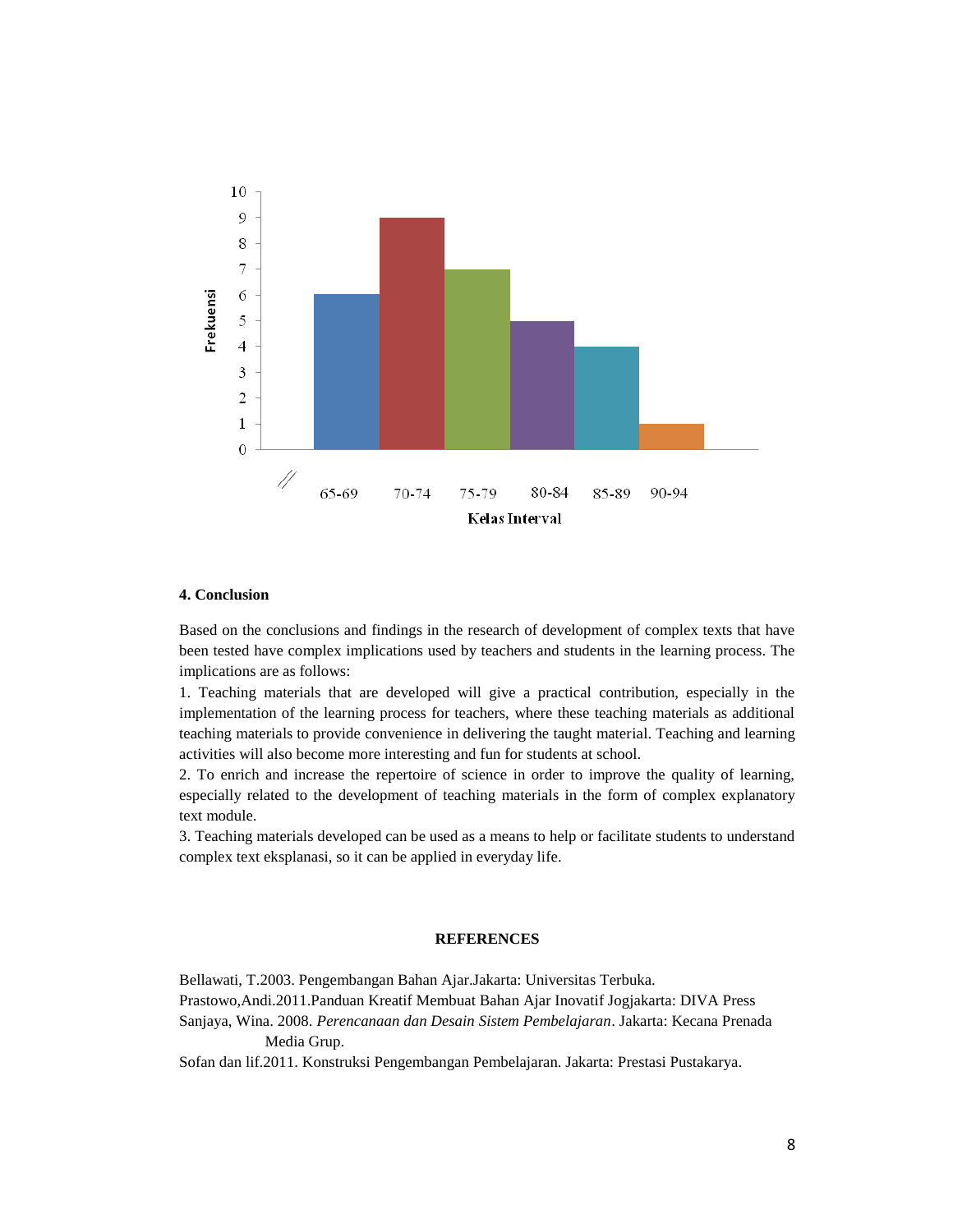## 4. Conclusion

Based on the conclusions and findings in the research of development of complex texts that have been tested have complex implications used by teachers and students in the learning process. The implications are as follows:

1. Teaching materials that are developed will give a practical contribution, especially in the implementation of the learning process for teachers, where these teaching materials as additional teaching materials to provide convenience in delivering the taught material. Teaching and learning activities will also become more interesting and fun for students at school.
2. To enrich and increase the repertoire of science in order to improve the quality of learning, especially related to the development of teaching materials in the form of complex explanatory text module.
3. Teaching materials developed can be used as a means to help or facilitate students to understand complex text eksplanasi, so it can be applied in everyday life.

## REFERENCES

Bellawati, T.2003. Pengembangan Bahan Ajar.Jakarta: Universitas Terbuka.

Prastowo,Andi.2011.Panduan Kreatif Membuat Bahan Ajar Inovatif Jogjakarta: DIVA Press

Sanjaya, Wina. 2008. *Perencanaan dan Desain Sistem Pembelajaran*. Jakarta: Kecana Prenada Media Grup.

Sofan dan lif.2011. Konstruksi Pengembangan Pembelajaran. Jakarta: Prestasi Pustakarya.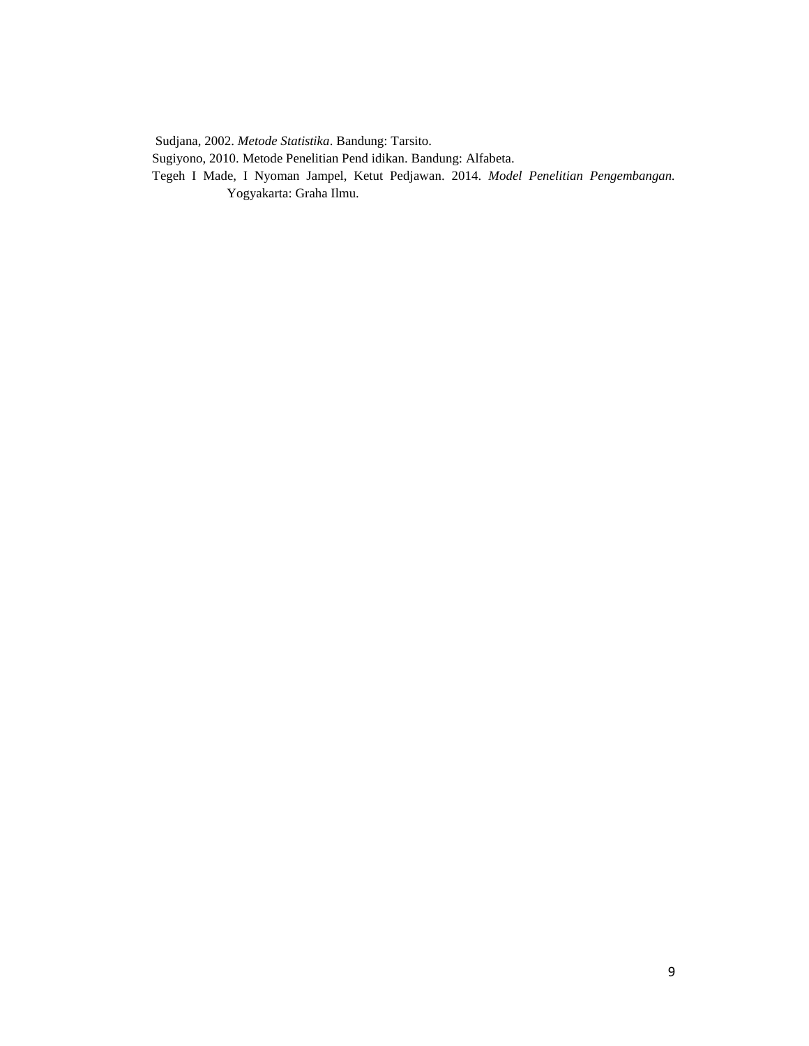Sudjana, 2002. *Metode Statistika*. Bandung: Tarsito.

Sugiyono, 2010. Metode Penelitian Pend idikan. Bandung: Alfabeta.

Tegeh I Made, I Nyoman Jampel, Ketut Pedjawan. 2014. *Model Penelitian Pengembangan.* Yogyakarta: Graha Ilmu.